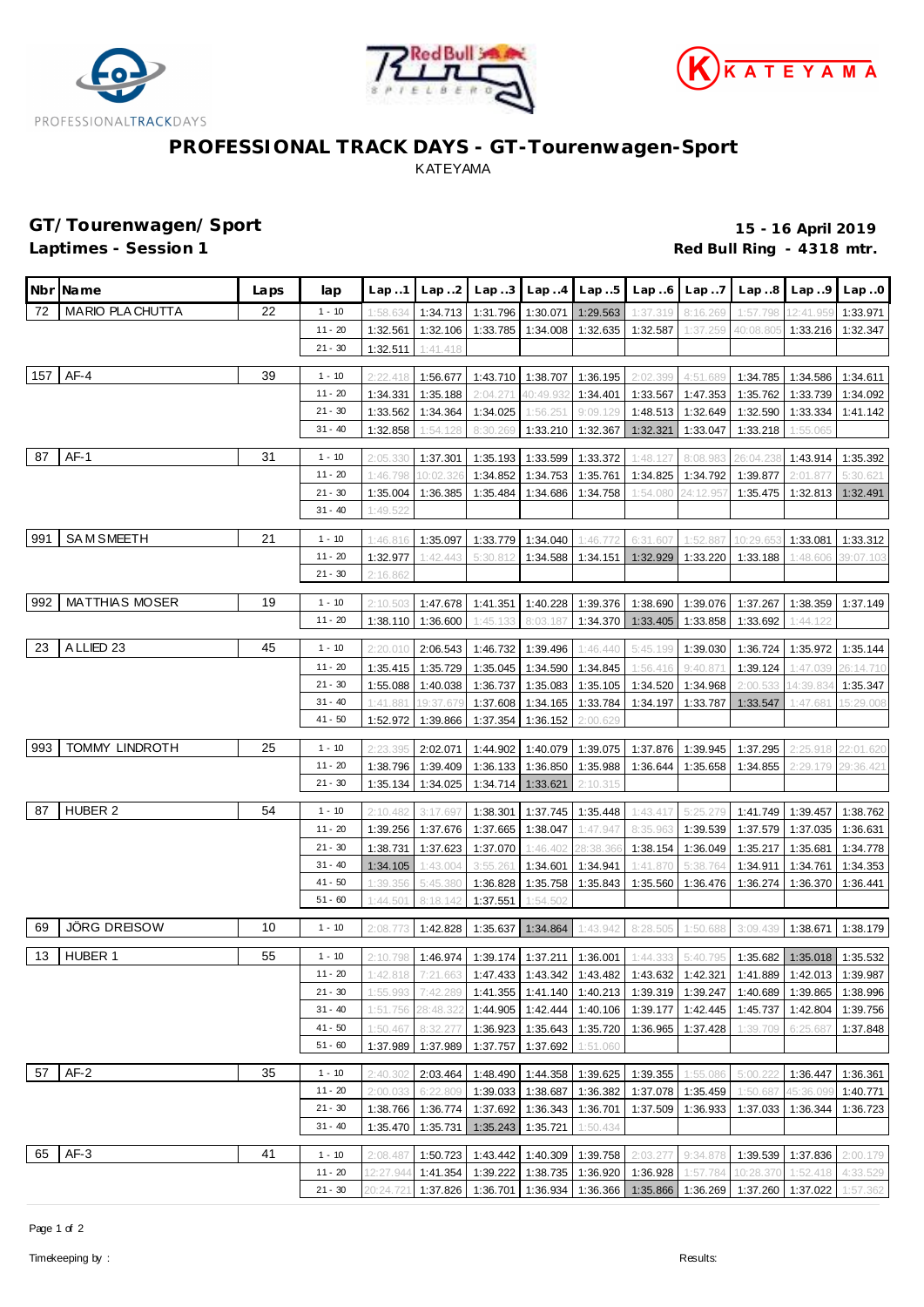# PROFESSIONAL TRACK DAYS - GT-Tourenwagen-Sport

KATEYAMA

## GT/Tourenwagen/Sport

**15 - 16 April 2019**

**Laptimes - Session 1**

**Red Bull Ring - 4318 mtr.**

| Nbr | Name | Laps | lap | Lap..1 | Lap..2 | Lap..3 | Lap..4 | Lap..5 | Lap..6 | Lap..7 | Lap..8 | Lap..9 | Lap..0 |
|---|---|---|---|---|---|---|---|---|---|---|---|---|---|
| 72 | MARIO PLACHUTTA | 22 | 1 - 10 | 1:58.634 | 1:34.713 | 1:31.796 | 1:30.071 | 1:29.563 | 1:37.319 | 8:16.269 | 1:57.798 | 12:41.959 | 1:33.971 |
| | | | 11 - 20 | 1:32.561 | 1:32.106 | 1:33.785 | 1:34.008 | 1:32.635 | 1:32.587 | 1:37.259 | 40:08.805 | 1:33.216 | 1:32.347 |
| | | | 21 - 30 | 1:32.511 | 1:41.418 | | | | | | | | |
| 157 | AF-4 | 39 | 1 - 10 | 2:22.418 | 1:56.677 | 1:43.710 | 1:38.707 | 1:36.195 | 2:02.399 | 4:51.689 | 1:34.785 | 1:34.586 | 1:34.611 |
| | | | 11 - 20 | 1:34.331 | 1:35.188 | 2:04.271 | 40:49.932 | 1:34.401 | 1:33.567 | 1:47.353 | 1:35.762 | 1:33.739 | 1:34.092 |
| | | | 21 - 30 | 1:33.562 | 1:34.364 | 1:34.025 | 1:56.251 | 9:09.129 | 1:48.513 | 1:32.649 | 1:32.590 | 1:33.334 | 1:41.142 |
| | | | 31 - 40 | 1:32.858 | 1:54.128 | 8:30.269 | 1:33.210 | 1:32.367 | 1:32.321 | 1:33.047 | 1:33.218 | 1:55.065 | |
| 87 | AF-1 | 31 | 1 - 10 | 2:05.330 | 1:37.301 | 1:35.193 | 1:33.599 | 1:33.372 | 1:48.127 | 8:08.983 | 26:04.238 | 1:43.914 | 1:35.392 |
| | | | 11 - 20 | 1:46.798 | 10:02.326 | 1:34.852 | 1:34.753 | 1:35.761 | 1:34.825 | 1:34.792 | 1:39.877 | 2:01.877 | 5:30.621 |
| | | | 21 - 30 | 1:35.004 | 1:36.385 | 1:35.484 | 1:34.686 | 1:34.758 | 1:54.080 | 24:12.957 | 1:35.475 | 1:32.813 | 1:32.491 |
| | | | 31 - 40 | 1:49.522 | | | | | | | | | |
| 991 | SAM SMEETH | 21 | 1 - 10 | 1:46.816 | 1:35.097 | 1:33.779 | 1:34.040 | 1:46.772 | 6:31.607 | 1:52.887 | 10:29.653 | 1:33.081 | 1:33.312 |
| | | | 11 - 20 | 1:32.977 | 1:42.443 | 5:30.812 | 1:34.588 | 1:34.151 | 1:32.929 | 1:33.220 | 1:33.188 | 1:48.606 | 39:07.103 |
| | | | 21 - 30 | 2:16.862 | | | | | | | | | |
| 992 | MATTHIAS MOSER | 19 | 1 - 10 | 2:10.503 | 1:47.678 | 1:41.351 | 1:40.228 | 1:39.376 | 1:38.690 | 1:39.076 | 1:37.267 | 1:38.359 | 1:37.149 |
| | | | 11 - 20 | 1:38.110 | 1:36.600 | 1:45.133 | 8:03.187 | 1:34.370 | 1:33.405 | 1:33.858 | 1:33.692 | 1:44.122 | |
| 23 | ALLIED 23 | 45 | 1 - 10 | 2:20.010 | 2:06.543 | 1:46.732 | 1:39.496 | 1:46.440 | 5:45.199 | 1:39.030 | 1:36.724 | 1:35.972 | 1:35.144 |
| | | | 11 - 20 | 1:35.415 | 1:35.729 | 1:35.045 | 1:34.590 | 1:34.845 | 1:56.416 | 9:40.871 | 1:39.124 | 1:47.039 | 26:14.710 |
| | | | 21 - 30 | 1:55.088 | 1:40.038 | 1:36.737 | 1:35.083 | 1:35.105 | 1:34.520 | 1:34.968 | 2:00.533 | 14:39.834 | 1:35.347 |
| | | | 31 - 40 | 1:41.881 | 19:37.679 | 1:37.608 | 1:34.165 | 1:33.784 | 1:34.197 | 1:33.787 | 1:33.547 | 1:47.681 | 15:29.008 |
| | | | 41 - 50 | 1:52.972 | 1:39.866 | 1:37.354 | 1:36.152 | 2:00.629 | | | | | |
| 993 | TOMMY LINDROTH | 25 | 1 - 10 | 2:23.395 | 2:02.071 | 1:44.902 | 1:40.079 | 1:39.075 | 1:37.876 | 1:39.945 | 1:37.295 | 2:25.918 | 22:01.620 |
| | | | 11 - 20 | 1:38.796 | 1:39.409 | 1:36.133 | 1:36.850 | 1:35.988 | 1:36.644 | 1:35.658 | 1:34.855 | 2:29.179 | 29:36.421 |
| | | | 21 - 30 | 1:35.134 | 1:34.025 | 1:34.714 | 1:33.621 | 2:10.315 | | | | | |
| 87 | HUBER 2 | 54 | 1 - 10 | 2:10.482 | 3:17.697 | 1:38.301 | 1:37.745 | 1:35.448 | 1:43.417 | 5:25.279 | 1:41.749 | 1:39.457 | 1:38.762 |
| | | | 11 - 20 | 1:39.256 | 1:37.676 | 1:37.665 | 1:38.047 | 1:47.947 | 8:35.963 | 1:39.539 | 1:37.579 | 1:37.035 | 1:36.631 |
| | | | 21 - 30 | 1:38.731 | 1:37.623 | 1:37.070 | 1:46.402 | 28:38.366 | 1:38.154 | 1:36.049 | 1:35.217 | 1:35.681 | 1:34.778 |
| | | | 31 - 40 | 1:34.105 | 1:43.004 | 3:55.261 | 1:34.601 | 1:34.941 | 1:41.870 | 5:38.764 | 1:34.911 | 1:34.761 | 1:34.353 |
| | | | 41 - 50 | 1:39.356 | 5:45.380 | 1:36.828 | 1:35.758 | 1:35.843 | 1:35.560 | 1:36.476 | 1:36.274 | 1:36.370 | 1:36.441 |
| | | | 51 - 60 | 1:44.501 | 8:18.142 | 1:37.551 | 1:54.502 | | | | | | |
| 69 | JÖRG DREISOW | 10 | 1 - 10 | 2:08.773 | 1:42.828 | 1:35.637 | 1:34.864 | 1:43.942 | 8:28.505 | 1:50.688 | 3:09.439 | 1:38.671 | 1:38.179 |
| 13 | HUBER 1 | 55 | 1 - 10 | 2:10.798 | 1:46.974 | 1:39.174 | 1:37.211 | 1:36.001 | 1:44.333 | 5:40.795 | 1:35.682 | 1:35.018 | 1:35.532 |
| | | | 11 - 20 | 1:42.818 | 7:21.663 | 1:47.433 | 1:43.342 | 1:43.482 | 1:43.632 | 1:42.321 | 1:41.889 | 1:42.013 | 1:39.987 |
| | | | 21 - 30 | 1:55.993 | 7:42.289 | 1:41.355 | 1:41.140 | 1:40.213 | 1:39.319 | 1:39.247 | 1:40.689 | 1:39.865 | 1:38.996 |
| | | | 31 - 40 | 1:51.756 | 28:48.322 | 1:44.905 | 1:42.444 | 1:40.106 | 1:39.177 | 1:42.445 | 1:45.737 | 1:42.804 | 1:39.756 |
| | | | 41 - 50 | 1:50.467 | 8:32.277 | 1:36.923 | 1:35.643 | 1:35.720 | 1:36.965 | 1:37.428 | 1:39.709 | 6:25.687 | 1:37.848 |
| | | | 51 - 60 | 1:37.989 | 1:37.989 | 1:37.757 | 1:37.692 | 1:51.060 | | | | | |
| 57 | AF-2 | 35 | 1 - 10 | 2:40.302 | 2:03.464 | 1:48.490 | 1:44.358 | 1:39.625 | 1:39.355 | 1:55.086 | 5:00.222 | 1:36.447 | 1:36.361 |
| | | | 11 - 20 | 2:00.033 | 6:22.809 | 1:39.033 | 1:38.687 | 1:36.382 | 1:37.078 | 1:35.459 | 1:50.687 | 45:36.099 | 1:40.771 |
| | | | 21 - 30 | 1:38.766 | 1:36.774 | 1:37.692 | 1:36.343 | 1:36.701 | 1:37.509 | 1:36.933 | 1:37.033 | 1:36.344 | 1:36.723 |
| | | | 31 - 40 | 1:35.470 | 1:35.731 | 1:35.243 | 1:35.721 | 1:50.434 | | | | | |
| 65 | AF-3 | 41 | 1 - 10 | 2:08.487 | 1:50.723 | 1:43.442 | 1:40.309 | 1:39.758 | 2:03.277 | 9:34.878 | 1:39.539 | 1:37.836 | 2:00.179 |
| | | | 11 - 20 | 12:27.944 | 1:41.354 | 1:39.222 | 1:38.735 | 1:36.920 | 1:36.928 | 1:57.784 | 10:28.370 | 1:52.418 | 4:33.529 |
| | | | 21 - 30 | 20:24.721 | 1:37.826 | 1:36.701 | 1:36.934 | 1:36.366 | 1:35.866 | 1:36.269 | 1:37.260 | 1:37.022 | 1:57.362 |

Timekeeping by :

Results: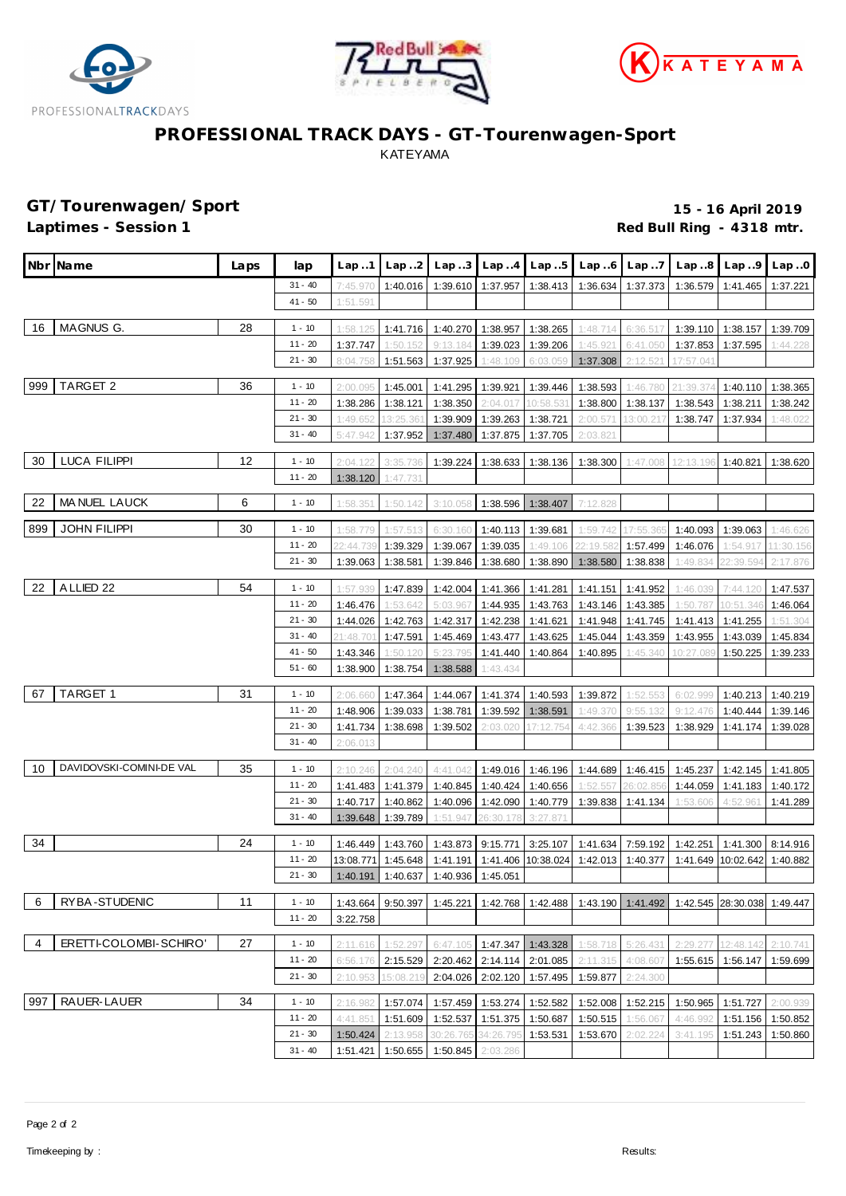# PROFESSIONAL TRACK DAYS - GT-Tourenwagen-Sport

KATEYAMA

## GT/Tourenwagen/Sport

**15 - 16 April 2019**

**Laptimes - Session 1**

**Red Bull Ring - 4318 mtr.**

| Nbr | Name | Laps | lap | Lap..1 | Lap..2 | Lap..3 | Lap..4 | Lap..5 | Lap..6 | Lap..7 | Lap..8 | Lap..9 | Lap..0 |
|---|---|---|---|---|---|---|---|---|---|---|---|---|---|
| | | | 31 - 40 | 7:45.970 | 1:40.016 | 1:39.610 | 1:37.957 | 1:38.413 | 1:36.634 | 1:37.373 | 1:36.579 | 1:41.465 | 1:37.221 |
| | | | 41 - 50 | 1:51.591 | | | | | | | | | |
| 16 | MAGNUS G. | 28 | 1 - 10 | 1:58.125 | 1:41.716 | 1:40.270 | 1:38.957 | 1:38.265 | 1:48.714 | 6:36.517 | 1:39.110 | 1:38.157 | 1:39.709 |
| | | | 11 - 20 | 1:37.747 | 1:50.152 | 9:13.184 | 1:39.023 | 1:39.206 | 1:45.921 | 6:41.050 | 1:37.853 | 1:37.595 | 1:44.228 |
| | | | 21 - 30 | 8:04.758 | 1:51.563 | 1:37.925 | 1:48.109 | 6:03.059 | 1:37.308 | 2:12.521 | 17:57.041 | | |
| 999 | TARGET 2 | 36 | 1 - 10 | 2:00.095 | 1:45.001 | 1:41.295 | 1:39.921 | 1:39.446 | 1:38.593 | 1:46.780 | 21:39.374 | 1:40.110 | 1:38.365 |
| | | | 11 - 20 | 1:38.286 | 1:38.121 | 1:38.350 | 2:04.017 | 10:58.531 | 1:38.800 | 1:38.137 | 1:38.543 | 1:38.211 | 1:38.242 |
| | | | 21 - 30 | 1:49.652 | 13:25.361 | 1:39.909 | 1:39.263 | 1:38.721 | 2:00.571 | 13:00.217 | 1:38.747 | 1:37.934 | 1:48.022 |
| | | | 31 - 40 | 5:47.942 | 1:37.952 | 1:37.480 | 1:37.875 | 1:37.705 | 2:03.821 | | | | |
| 30 | LUCA FILIPPI | 12 | 1 - 10 | 2:04.122 | 3:35.736 | 1:39.224 | 1:38.633 | 1:38.136 | 1:38.300 | 1:47.008 | 12:13.196 | 1:40.821 | 1:38.620 |
| | | | 11 - 20 | 1:38.120 | 1:47.731 | | | | | | | | |
| 22 | MANUEL LAUCK | 6 | 1 - 10 | 1:58.351 | 1:50.142 | 3:10.058 | 1:38.596 | 1:38.407 | 7:12.828 | | | | |
| 899 | JOHN FILIPPI | 30 | 1 - 10 | 1:58.779 | 1:57.513 | 6:30.160 | 1:40.113 | 1:39.681 | 1:59.742 | 17:55.365 | 1:40.093 | 1:39.063 | 1:46.626 |
| | | | 11 - 20 | 22:44.739 | 1:39.329 | 1:39.067 | 1:39.035 | 1:49.106 | 22:19.582 | 1:57.499 | 1:46.076 | 1:54.917 | 11:30.156 |
| | | | 21 - 30 | 1:39.063 | 1:38.581 | 1:39.846 | 1:38.680 | 1:38.890 | 1:38.580 | 1:38.838 | 1:49.834 | 22:39.594 | 2:17.876 |
| 22 | ALLIED 22 | 54 | 1 - 10 | 1:57.939 | 1:47.839 | 1:42.004 | 1:41.366 | 1:41.281 | 1:41.151 | 1:41.952 | 1:46.039 | 7:44.120 | 1:47.537 |
| | | | 11 - 20 | 1:46.476 | 1:53.642 | 5:03.967 | 1:44.935 | 1:43.763 | 1:43.146 | 1:43.385 | 1:50.787 | 10:51.346 | 1:46.064 |
| | | | 21 - 30 | 1:44.026 | 1:42.763 | 1:42.317 | 1:42.238 | 1:41.621 | 1:41.948 | 1:41.745 | 1:41.413 | 1:41.255 | 1:51.304 |
| | | | 31 - 40 | 21:48.701 | 1:47.591 | 1:45.469 | 1:43.477 | 1:43.625 | 1:45.044 | 1:43.359 | 1:43.955 | 1:43.039 | 1:45.834 |
| | | | 41 - 50 | 1:43.346 | 1:50.120 | 5:23.795 | 1:41.440 | 1:40.864 | 1:40.895 | 1:45.340 | 10:27.089 | 1:50.225 | 1:39.233 |
| | | | 51 - 60 | 1:38.900 | 1:38.754 | 1:38.588 | 1:43.434 | | | | | | |
| 67 | TARGET 1 | 31 | 1 - 10 | 2:06.660 | 1:47.364 | 1:44.067 | 1:41.374 | 1:40.593 | 1:39.872 | 1:52.553 | 6:02.999 | 1:40.213 | 1:40.219 |
| | | | 11 - 20 | 1:48.906 | 1:39.033 | 1:38.781 | 1:39.592 | 1:38.591 | 1:49.370 | 9:55.132 | 9:12.476 | 1:40.444 | 1:39.146 |
| | | | 21 - 30 | 1:41.734 | 1:38.698 | 1:39.502 | 2:03.020 | 17:12.754 | 4:42.366 | 1:39.523 | 1:38.929 | 1:41.174 | 1:39.028 |
| | | | 31 - 40 | 2:06.013 | | | | | | | | | |
| 10 | DAVIDOVSKI-COMINI-DE VAL | 35 | 1 - 10 | 2:10.246 | 2:04.240 | 4:41.042 | 1:49.016 | 1:46.196 | 1:44.689 | 1:46.415 | 1:45.237 | 1:42.145 | 1:41.805 |
| | | | 11 - 20 | 1:41.483 | 1:41.379 | 1:40.845 | 1:40.424 | 1:40.656 | 1:52.557 | 26:02.856 | 1:44.059 | 1:41.183 | 1:40.172 |
| | | | 21 - 30 | 1:40.717 | 1:40.862 | 1:40.096 | 1:42.090 | 1:40.779 | 1:39.838 | 1:41.134 | 1:53.606 | 4:52.961 | 1:41.289 |
| | | | 31 - 40 | 1:39.648 | 1:39.789 | 1:51.947 | 26:30.178 | 3:27.871 | | | | | |
| 34 | | 24 | 1 - 10 | 1:46.449 | 1:43.760 | 1:43.873 | 9:15.771 | 3:25.107 | 1:41.634 | 7:59.192 | 1:42.251 | 1:41.300 | 8:14.916 |
| | | | 11 - 20 | 13:08.771 | 1:45.648 | 1:41.191 | 1:41.406 | 10:38.024 | 1:42.013 | 1:40.377 | 1:41.649 | 10:02.642 | 1:40.882 |
| | | | 21 - 30 | 1:40.191 | 1:40.637 | 1:40.936 | 1:45.051 | | | | | | |
| 6 | RYBA-STUDENIC | 11 | 1 - 10 | 1:43.664 | 9:50.397 | 1:45.221 | 1:42.768 | 1:42.488 | 1:43.190 | 1:41.492 | 1:42.545 | 28:30.038 | 1:49.447 |
| | | | 11 - 20 | 3:22.758 | | | | | | | | | |
| 4 | ERETTI-COLOMBI-SCHIRO' | 27 | 1 - 10 | 2:11.616 | 1:52.297 | 6:47.105 | 1:47.347 | 1:43.328 | 1:58.718 | 5:26.431 | 2:29.277 | 12:48.142 | 2:10.741 |
| | | | 11 - 20 | 6:56.176 | 2:15.529 | 2:20.462 | 2:14.114 | 2:01.085 | 2:11.315 | 4:08.607 | 1:55.615 | 1:56.147 | 1:59.699 |
| | | | 21 - 30 | 2:10.953 | 15:08.219 | 2:04.026 | 2:02.120 | 1:57.495 | 1:59.877 | 2:24.300 | | | |
| 997 | RAUER-LAUER | 34 | 1 - 10 | 2:16.982 | 1:57.074 | 1:57.459 | 1:53.274 | 1:52.582 | 1:52.008 | 1:52.215 | 1:50.965 | 1:51.727 | 2:00.939 |
| | | | 11 - 20 | 4:41.851 | 1:51.609 | 1:52.537 | 1:51.375 | 1:50.687 | 1:50.515 | 1:56.067 | 4:46.992 | 1:51.156 | 1:50.852 |
| | | | 21 - 30 | 1:50.424 | 2:13.958 | 30:26.765 | 34:26.795 | 1:53.531 | 1:53.670 | 2:02.224 | 3:41.195 | 1:51.243 | 1:50.860 |
| | | | 31 - 40 | 1:51.421 | 1:50.655 | 1:50.845 | 2:03.286 | | | | | | |

Timekeeping by :

Results: